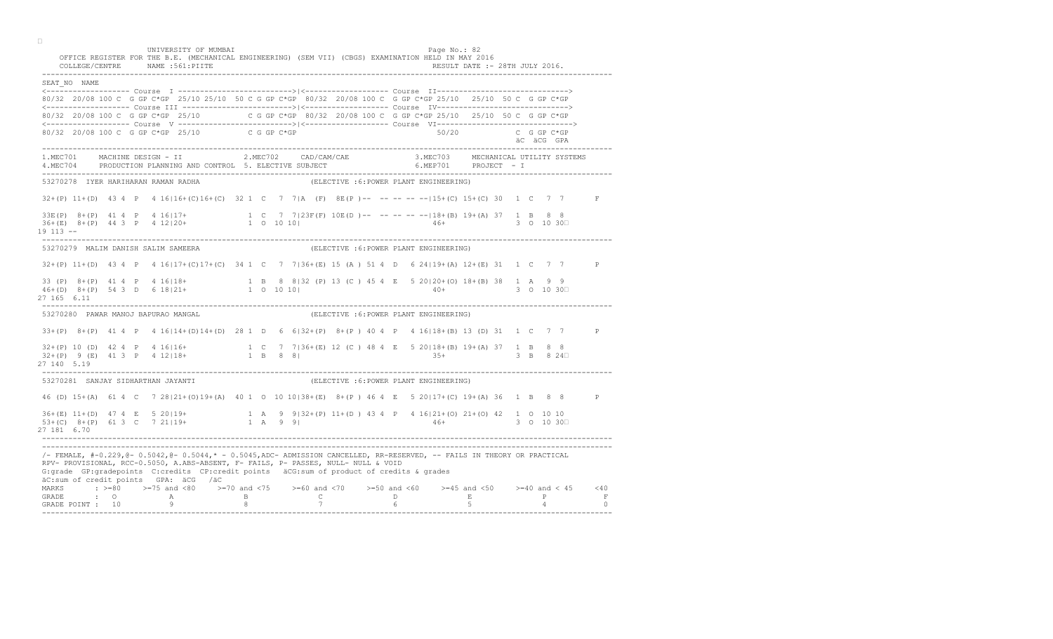UNIVERSITY OF MUMBAI

OFFICE REGISTER FOR THE B.E. (MECHANICAL ENGINEERING) (SEM VII) (CBGS) EXAMINATION HELD IN MAY 2016

COLLEGE/CENTRE NAME :561:PIITE RESULT DATE :- 28TH JULY 2016.

```
SEAT_NO  NAME
<------------------- Course  I -------------------------->|<------------------- Course  II----------------------------->
80/32  20/08 100 C  G GP C*GP  25/10 25/10  50 C G GP C*GP  80/32  20/08 100 C  G GP C*GP 25/10   25/10  50 C  G GP C*GP
<------------------- Course III ------------------------->|<------------------- Course  IV----------------------------->
80/32  20/08 100 C  G GP C*GP  25/10          C G GP C*GP  80/32  20/08 100 C  G GP C*GP 25/10   25/10  50 C  G GP C*GP
<------------------- Course  V -------------------------->|<------------------- Course  VI----------------------------->
80/32  20/08 100 C  G GP C*GP  25/10          C G GP C*GP                                 50/20            C  G GP C*GP
                                                                                                           äC  äCG  GPA
```

```
1.MEC701    MACHINE DESIGN - II              2.MEC702    CAD/CAM/CAE              3.MEC703    MECHANICAL UTILITY SYSTEMS
4.MEC704    PRODUCTION PLANNING AND CONTROL  5. ELECTIVE SUBJECT                  6.MEP701    PROJECT  - I
```

```
53270278  IYER HARIHARAN RAMAN RADHA                    (ELECTIVE :6:POWER PLANT ENGINEERING)

 32+(P) 11+(D)  43 4  P   4 16|16+(C)16+(C)  32 1  C   7  7|A  (F)  8E(P )--  -- -- -- --|15+(C) 15+(C) 30   1  C   7 7       F

 33E(P)  8+(P)  41 4  P   4 16|17+             1  C   7  7|23F(F) 10E(D )--  -- -- -- --|18+(B) 19+(A) 37   1  B   8 8
 36+(E)  8+(P)  44 3  P   4 12|20+             1  O  10 10|                              46+               3  O  10 30
19 113 --
```

```
53270279  MALIM DANISH SALIM SAMEERA                    (ELECTIVE :6:POWER PLANT ENGINEERING)

 32+(P) 11+(D)  43 4  P   4 16|17+(C)17+(C)  34 1  C   7  7|36+(E) 15 (A ) 51 4  D   6 24|19+(A) 12+(E) 31   1  C   7 7       P

 33 (P)  8+(P)  41 4  P   4 16|18+             1  B   8  8|32 (P) 13 (C ) 45 4  E   5 20|20+(O) 18+(B) 38   1  A   9 9
 46+(D)  8+(P)  54 3  D   6 18|21+             1  O  10 10|                              40+               3  O  10 30
27 165  6.11
```

```
53270280  PAWAR MANOJ BAPURAO MANGAL                    (ELECTIVE :6:POWER PLANT ENGINEERING)

 33+(P)  8+(P)  41 4  P   4 16|14+(D)14+(D)  28 1  D   6  6|32+(P)  8+(P ) 40 4  P   4 16|18+(B) 13 (D) 31   1  C   7 7       P

 32+(P) 10 (D)  42 4  P   4 16|16+             1  C   7  7|36+(E) 12 (C ) 48 4  E   5 20|18+(B) 19+(A) 37   1  B   8 8
 32+(P)  9 (E)  41 3  P   4 12|18+             1  B   8  8|                              35+               3  B   8 24
27 140  5.19
```

```
53270281  SANJAY SIDHARTHAN JAYANTI                     (ELECTIVE :6:POWER PLANT ENGINEERING)

 46 (D) 15+(A)  61 4  C   7 28|21+(O)19+(A)  40 1  O  10 10|38+(E)  8+(P ) 46 4  E   5 20|17+(C) 19+(A) 36   1  B   8 8       P

 36+(E) 11+(D)  47 4  E   5 20|19+             1  A   9  9|32+(P) 11+(D ) 43 4  P   4 16|21+(O) 21+(O) 42   1  O  10 10
 53+(C)  8+(P)  61 3  C   7 21|19+             1  A   9  9|                              46+               3  O  10 30
27 181  6.70
```

/- FEMALE, #-0.229,@- 0.5042,@- 0.5044,* - 0.5045,ADC- ADMISSION CANCELLED, RR-RESERVED, -- FAILS IN THEORY OR PRACTICAL
RPV- PROVISIONAL, RCC-0.5050, A.ABS-ABSENT, F- FAILS, P- PASSES, NULL- NULL & VOID
G:grade GP:gradepoints C:credits CP:credit points äCG:sum of product of credits & grades
äC:sum of credit points GPA: äCG /äC

| MARKS | : >=80 | >=75 and <80 | >=70 and <75 | >=60 and <70 | >=50 and <60 | >=45 and <50 | >=40 and < 45 | <40 |
|---|---|---|---|---|---|---|---|---|
| GRADE | : O | A | B | C | D | E | P | F |
| GRADE POINT | : 10 | 9 | 8 | 7 | 6 | 5 | 4 | 0 |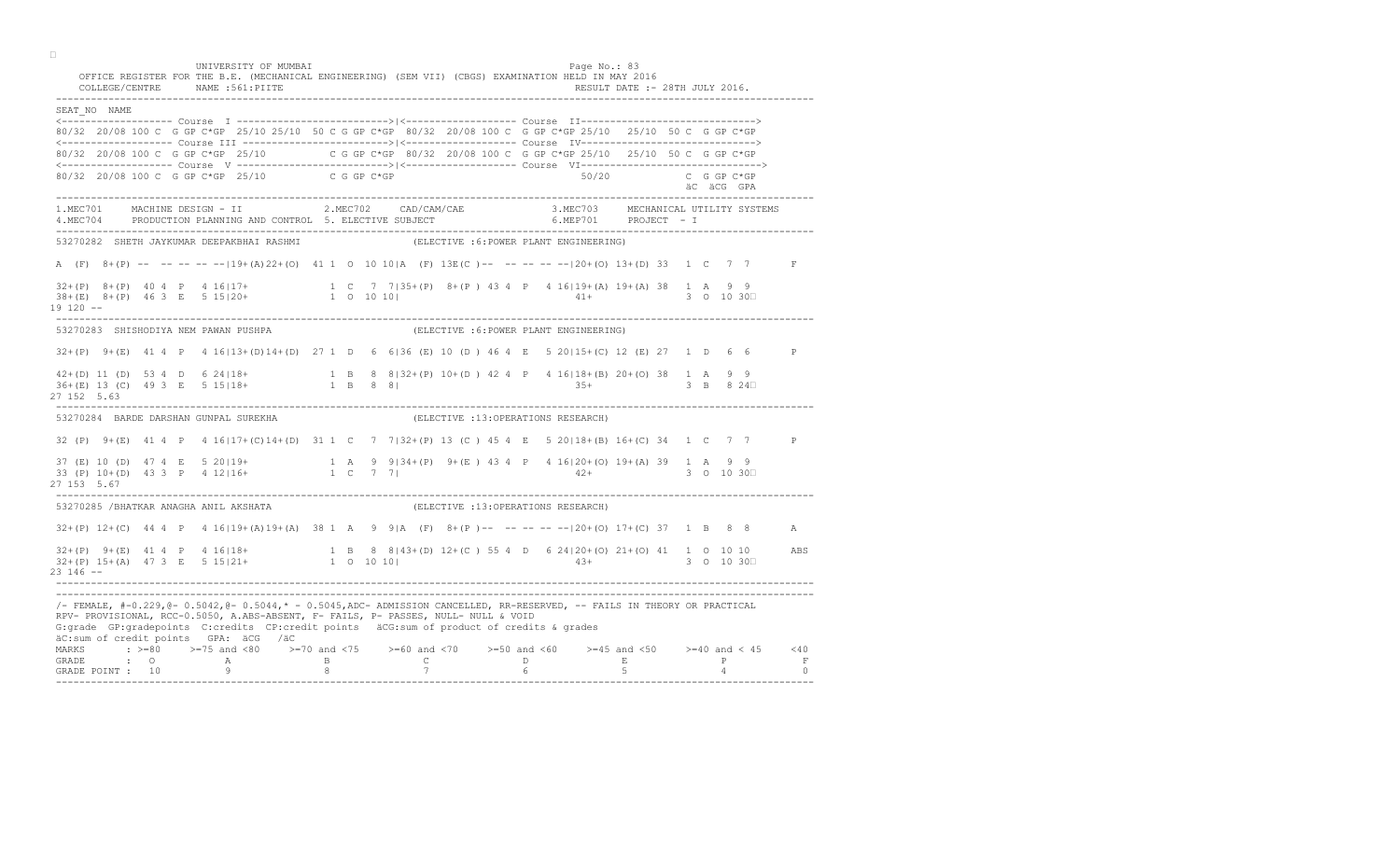UNIVERSITY OF MUMBAI

OFFICE REGISTER FOR THE B.E. (MECHANICAL ENGINEERING) (SEM VII) (CBGS) EXAMINATION HELD IN MAY 2016

COLLEGE/CENTRE NAME :561:PIITE RESULT DATE :- 28TH JULY 2016.

```
SEAT_NO  NAME
<------------------ Course  I ------------------------->|<------------------ Course  II----------------------------->
80/32  20/08 100 C  G GP C*GP  25/10 25/10  50 C G GP C*GP  80/32  20/08 100 C  G GP C*GP 25/10   25/10  50 C  G GP C*GP
<------------------ Course III ------------------------>|<------------------ Course  IV----------------------------->
80/32  20/08 100 C  G GP C*GP  25/10         C G GP C*GP  80/32  20/08 100 C  G GP C*GP 25/10   25/10  50 C  G GP C*GP
<------------------ Course  V ------------------------->|<------------------ Course  VI----------------------------->
80/32  20/08 100 C  G GP C*GP  25/10          C G GP C*GP                                  50/20            C  G GP C*GP
                                                                                                            äC  äCG  GPA
-----------------------------------------------------------------------------------------------------------------------
1.MEC701     MACHINE DESIGN - II              2.MEC702    CAD/CAM/CAE              3.MEC703    MECHANICAL UTILITY SYSTEMS
4.MEC704     PRODUCTION PLANNING AND CONTROL  5. ELECTIVE SUBJECT                  6.MEP701    PROJECT  - I
-----------------------------------------------------------------------------------------------------------------------
53270282  SHETH JAYKUMAR DEEPAKBHAI RASHMI              (ELECTIVE :6:POWER PLANT ENGINEERING)

A  (F)  8+(P) --  -- -- -- --|19+(A)22+(O)  41 1  O  10 10|A  (F) 13E(C )--  -- -- -- --|20+(O) 13+(D) 33   1  C   7  7      F

32+(P)  8+(P)  40 4  P   4 16|17+            1  C   7  7|35+(P)  8+(P ) 43 4  P   4 16|19+(A) 19+(A) 38   1  A   9  9
38+(E)  8+(P)  46 3  E   5 15|20+            1  O  10 10|                                  41+            3  O  10 30
19 120 --
-----------------------------------------------------------------------------------------------------------------------
53270283  SHISHODIYA NEM PAWAN PUSHPA                  (ELECTIVE :6:POWER PLANT ENGINEERING)

32+(P)  9+(E)  41 4  P   4 16|13+(D)14+(D)  27 1  D   6  6|36 (E) 10 (D ) 46 4  E   5 20|15+(C) 12 (E) 27   1  D   6  6      P

42+(D) 11 (D)  53 4  D   6 24|18+            1  B   8  8|32+(P) 10+(D ) 42 4  P   4 16|18+(B) 20+(O) 38   1  A   9  9
36+(E) 13 (C)  49 3  E   5 15|18+            1  B   8  8|                                  35+            3  B   8 24
27 152  5.63
-----------------------------------------------------------------------------------------------------------------------
53270284  BARDE DARSHAN GUNPAL SUREKHA                  (ELECTIVE :13:OPERATIONS RESEARCH)

32 (P)  9+(E)  41 4  P   4 16|17+(C)14+(D)  31 1  C   7  7|32+(P) 13 (C ) 45 4  E   5 20|18+(B) 16+(C) 34   1  C   7  7      P

37 (E) 10 (D)  47 4  E   5 20|19+            1  A   9  9|34+(P)  9+(E ) 43 4  P   4 16|20+(O) 19+(A) 39   1  A   9  9
33 (P) 10+(D)  43 3  P   4 12|16+            1  C   7  7|                                  42+            3  O  10 30
27 153  5.67
-----------------------------------------------------------------------------------------------------------------------
53270285 /BHATKAR ANAGHA ANIL AKSHATA                   (ELECTIVE :13:OPERATIONS RESEARCH)

32+(P) 12+(C)  44 4  P   4 16|19+(A)19+(A)  38 1  A   9  9|A  (F)  8+(P )--  -- -- -- --|20+(O) 17+(C) 37   1  B   8  8      A

32+(P)  9+(E)  41 4  P   4 16|18+            1  B   8  8|43+(D) 12+(C ) 55 4  D   6 24|20+(O) 21+(O) 41   1  O  10 10     ABS
32+(P) 15+(A)  47 3  E   5 15|21+            1  O  10 10|                                  43+            3  O  10 30
23 146 --
-----------------------------------------------------------------------------------------------------------------------
```

/- FEMALE, #-0.229,@- 0.5042,@- 0.5044,* - 0.5045,ADC- ADMISSION CANCELLED, RR-RESERVED, -- FAILS IN THEORY OR PRACTICAL
RPV- PROVISIONAL, RCC-0.5050, A.ABS-ABSENT, F- FAILS, P- PASSES, NULL- NULL & VOID
G:grade GP:gradepoints C:credits CP:credit points äCG:sum of product of credits & grades
äC:sum of credit points GPA: äCG /äC

| MARKS | : >=80 | >=75 and <80 | >=70 and <75 | >=60 and <70 | >=50 and <60 | >=45 and <50 | >=40 and < 45 | <40 |
|---|---|---|---|---|---|---|---|---|
| GRADE | : O | A | B | C | D | E | P | F |
| GRADE POINT | : 10 | 9 | 8 | 7 | 6 | 5 | 4 | 0 |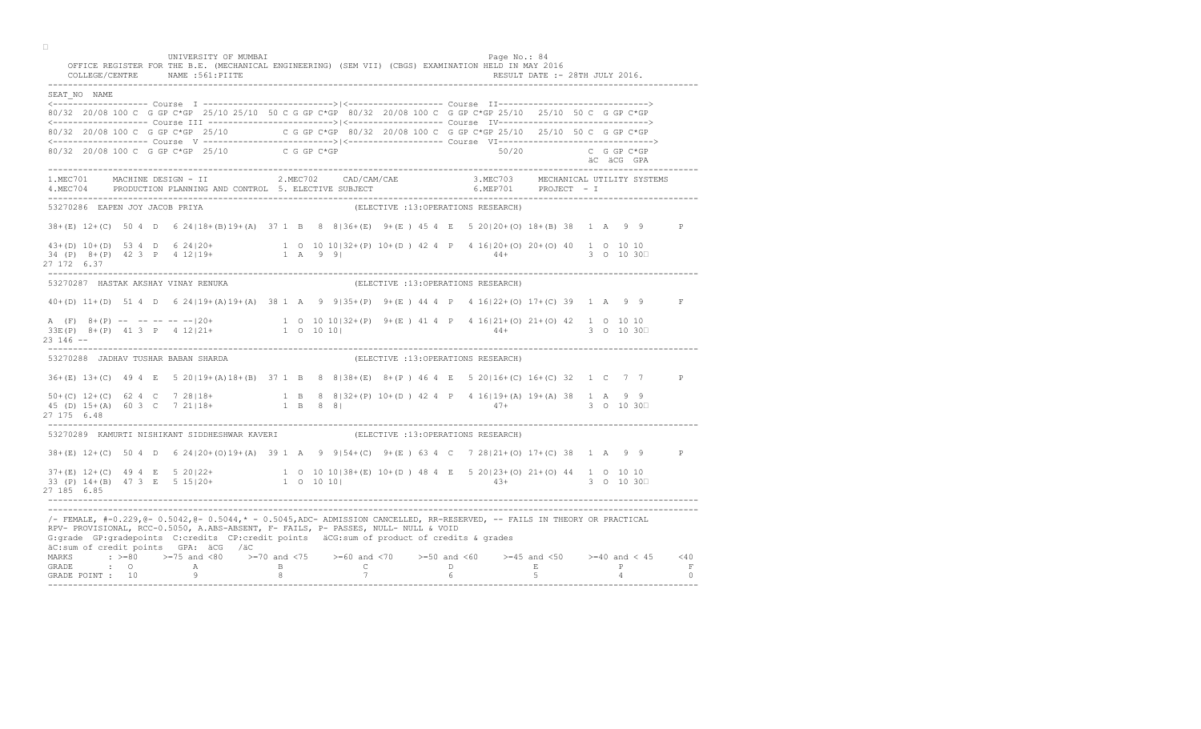UNIVERSITY OF MUMBAI

OFFICE REGISTER FOR THE B.E. (MECHANICAL ENGINEERING) (SEM VII) (CBGS) EXAMINATION HELD IN MAY 2016

COLLEGE/CENTRE NAME :561:PIITE RESULT DATE :- 28TH JULY 2016.

```
SEAT_NO  NAME
<------------------- Course  I -------------------------->|<------------------- Course  II------------------------------>
80/32  20/08 100 C  G GP C*GP  25/10 25/10  50 C G GP C*GP  80/32  20/08 100 C  G GP C*GP 25/10   25/10  50 C  G GP C*GP
<------------------- Course III ------------------------->|<------------------- Course  IV------------------------------>
80/32  20/08 100 C  G GP C*GP  25/10          C G GP C*GP  80/32  20/08 100 C  G GP C*GP 25/10   25/10  50 C  G GP C*GP
<------------------- Course  V -------------------------->|<------------------- Course  VI------------------------------>
80/32  20/08 100 C  G GP C*GP  25/10          C G GP C*GP                               50/20            C  G GP C*GP
                                                                                                          äC  äCG  GPA
```

```
1.MEC701    MACHINE DESIGN - II              2.MEC702    CAD/CAM/CAE              3.MEC703    MECHANICAL UTILITY SYSTEMS
4.MEC704    PRODUCTION PLANNING AND CONTROL  5. ELECTIVE SUBJECT                  6.MEP701    PROJECT  - I
```

```
53270286  EAPEN JOY JACOB PRIYA                          (ELECTIVE :13:OPERATIONS RESEARCH)

 38+(E) 12+(C)  50 4  D   6 24|18+(B)19+(A)  37 1  B   8  8|36+(E)  9+(E ) 45 4  E   5 20|20+(O) 18+(B) 38   1  A   9  9       P

 43+(D) 10+(D)  53 4  D   6 24|20+             1  O  10 10|32+(P) 10+(D ) 42 4  P   4 16|20+(O) 20+(O) 40   1  O  10 10
 34 (P)  8+(P)  42 3  P   4 12|19+             1  A   9  9|                                   44+               3  O  10 30
27 172  6.37
```

```
53270287  HASTAK AKSHAY VINAY RENUKA                     (ELECTIVE :13:OPERATIONS RESEARCH)

 40+(D) 11+(D)  51 4  D   6 24|19+(A)19+(A)  38 1  A   9  9|35+(P)  9+(E ) 44 4  P   4 16|22+(O) 17+(C) 39   1  A   9  9       F

 A  (F)  8+(P)  --  -- -- -- --|20+            1  O  10 10|32+(P)  9+(E ) 41 4  P   4 16|21+(O) 21+(O) 42   1  O  10 10
 33E(P)  8+(P)  41 3  P   4 12|21+             1  O  10 10|                                   44+               3  O  10 30
23 146 --
```

```
53270288  JADHAV TUSHAR BABAN SHARDA                     (ELECTIVE :13:OPERATIONS RESEARCH)

 36+(E) 13+(C)  49 4  E   5 20|19+(A)18+(B)  37 1  B   8  8|38+(E)  8+(P ) 46 4  E   5 20|16+(C) 16+(C) 32   1  C   7  7       P

 50+(C) 12+(C)  62 4  C   7 28|18+             1  B   8  8|32+(P) 10+(D ) 42 4  P   4 16|19+(A) 19+(A) 38   1  A   9  9
 45 (D) 15+(A)  60 3  C   7 21|18+             1  B   8  8|                                   47+               3  O  10 30
27 175  6.48
```

```
53270289  KAMURTI NISHIKANT SIDDHESHWAR KAVERI           (ELECTIVE :13:OPERATIONS RESEARCH)

 38+(E) 12+(C)  50 4  D   6 24|20+(O)19+(A)  39 1  A   9  9|54+(C)  9+(E ) 63 4  C   7 28|21+(O) 17+(C) 38   1  A   9  9       P

 37+(E) 12+(C)  49 4  E   5 20|22+             1  O  10 10|38+(E) 10+(D ) 48 4  E   5 20|23+(O) 21+(O) 44   1  O  10 10
 33 (P) 14+(B)  47 3  E   5 15|20+             1  O  10 10|                                   43+               3  O  10 30
27 185  6.85
```

/- FEMALE, #-0.229,@- 0.5042,@- 0.5044,* - 0.5045,ADC- ADMISSION CANCELLED, RR-RESERVED, -- FAILS IN THEORY OR PRACTICAL
RPV- PROVISIONAL, RCC-0.5050, A.ABS-ABSENT, F- FAILS, P- PASSES, NULL- NULL & VOID
G:grade GP:gradepoints C:credits CP:credit points äCG:sum of product of credits & grades
äC:sum of credit points GPA: äCG /äC

| MARKS | : >=80 | >=75 and <80 | >=70 and <75 | >=60 and <70 | >=50 and <60 | >=45 and <50 | >=40 and < 45 | <40 |
|---|---|---|---|---|---|---|---|---|
| GRADE | : O | A | B | C | D | E | P | F |
| GRADE POINT | : 10 | 9 | 8 | 7 | 6 | 5 | 4 | 0 |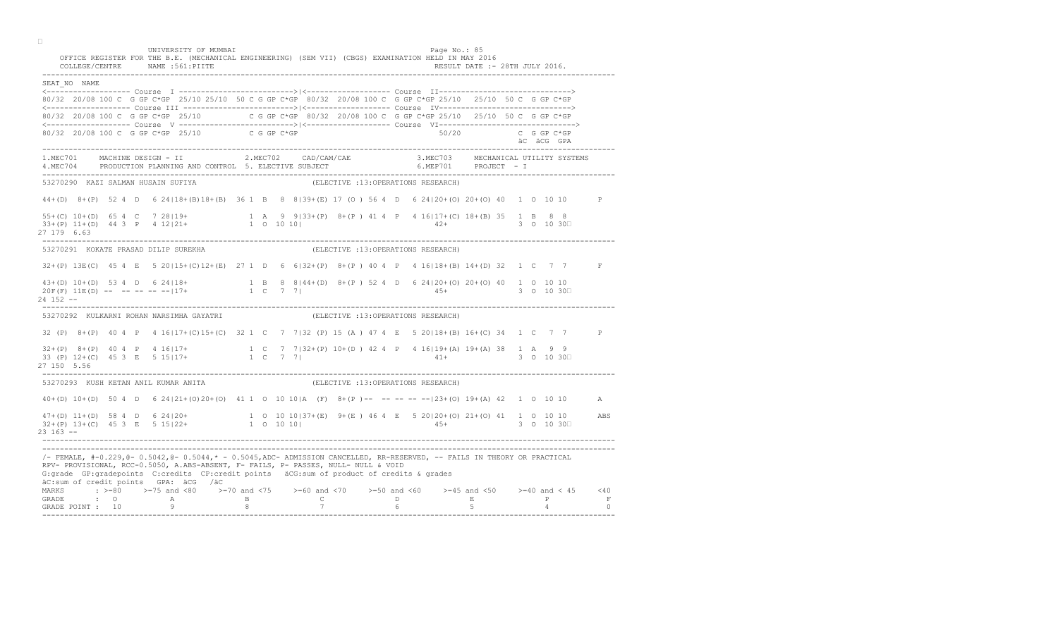UNIVERSITY OF MUMBAI

OFFICE REGISTER FOR THE B.E. (MECHANICAL ENGINEERING) (SEM VII) (CBGS) EXAMINATION HELD IN MAY 2016

COLLEGE/CENTRE NAME :561:PIITE RESULT DATE :- 28TH JULY 2016.

```
SEAT_NO  NAME
<------------------- Course  I ------------------------->|<------------------- Course  II----------------------------->
80/32  20/08 100 C  G GP C*GP  25/10 25/10  50 C G GP C*GP  80/32  20/08 100 C  G GP C*GP 25/10   25/10  50 C  G GP C*GP
<------------------- Course III ------------------------>|<------------------- Course  IV----------------------------->
80/32  20/08 100 C  G GP C*GP  25/10          C G GP C*GP  80/32  20/08 100 C  G GP C*GP 25/10   25/10  50 C  G GP C*GP
<------------------- Course  V ------------------------->|<------------------- Course  VI----------------------------->
80/32  20/08 100 C  G GP C*GP  25/10          C G GP C*GP                              50/20            C  G GP C*GP
                                                                                                        äC  äCG  GPA
```

```
1.MEC701    MACHINE DESIGN - II               2.MEC702    CAD/CAM/CAE              3.MEC703    MECHANICAL UTILITY SYSTEMS
4.MEC704    PRODUCTION PLANNING AND CONTROL  5. ELECTIVE SUBJECT                  6.MEP701    PROJECT  - I
```

```
53270290  KAZI SALMAN HUSAIN SUFIYA                          (ELECTIVE :13:OPERATIONS RESEARCH)

 44+(D)  8+(P)  52 4  D   6 24|18+(B)18+(B)  36 1  B   8  8|39+(E) 17 (O ) 56 4  D   6 24|20+(O) 20+(O) 40   1  O  10 10      P

 55+(C) 10+(D)  65 4  C   7 28|19+            1  A   9  9|33+(P)  8+(P ) 41 4  P   4 16|17+(C) 18+(B) 35   1  B   8  8
 33+(P) 11+(D)  44 3  P   4 12|21+            1  O  10 10|                                         42+             3  O  10 30
27 179  6.63
```

```
53270291  KOKATE PRASAD DILIP SUREKHA                        (ELECTIVE :13:OPERATIONS RESEARCH)

 32+(P) 13E(C)  45 4  E   5 20|15+(C)12+(E)  27 1  D   6  6|32+(P)  8+(P ) 40 4  P   4 16|18+(B) 14+(D) 32   1  C   7  7      F

 43+(D) 10+(D)  53 4  D   6 24|18+            1  B   8  8|44+(D)  8+(P ) 52 4  D   6 24|20+(O) 20+(O) 40   1  O  10 10
 20F(F) 11E(D)  --  -- -- -- --|17+            1  C   7  7|                                         45+             3  O  10 30
24 152 --
```

```
53270292  KULKARNI ROHAN NARSIMHA GAYATRI                    (ELECTIVE :13:OPERATIONS RESEARCH)

 32 (P)  8+(P)  40 4  P   4 16|17+(C)15+(C)  32 1  C   7  7|32 (P) 15 (A ) 47 4  E   5 20|18+(B) 16+(C) 34   1  C   7  7      P

 32+(P)  8+(P)  40 4  P   4 16|17+            1  C   7  7|32+(P) 10+(D ) 42 4  P   4 16|19+(A) 19+(A) 38   1  A   9  9
 33 (P) 12+(C)  45 3  E   5 15|17+            1  C   7  7|                                         41+             3  O  10 30
27 150  5.56
```

```
53270293  KUSH KETAN ANIL KUMAR ANITA                        (ELECTIVE :13:OPERATIONS RESEARCH)

 40+(D) 10+(D)  50 4  D   6 24|21+(O)20+(O)  41 1  O  10 10|A  (F)  8+(P )--  -- -- -- --|23+(O) 19+(A) 42   1  O  10 10      A

 47+(D) 11+(D)  58 4  D   6 24|20+            1  O  10 10|37+(E)  9+(E ) 46 4  E   5 20|20+(O) 21+(O) 41   1  O  10 10      ABS
 32+(P) 13+(C)  45 3  E   5 15|22+            1  O  10 10|                                         45+             3  O  10 30
23 163 --
```

/- FEMALE, #-0.229,@- 0.5042,@- 0.5044,* - 0.5045,ADC- ADMISSION CANCELLED, RR-RESERVED, -- FAILS IN THEORY OR PRACTICAL
RPV- PROVISIONAL, RCC-0.5050, A.ABS-ABSENT, F- FAILS, P- PASSES, NULL- NULL & VOID
G:grade GP:gradepoints C:credits CP:credit points äCG:sum of product of credits & grades
äC:sum of credit points GPA: äCG /äC

| MARKS | : >=80 | >=75 and <80 | >=70 and <75 | >=60 and <70 | >=50 and <60 | >=45 and <50 | >=40 and < 45 | <40 |
|---|---|---|---|---|---|---|---|---|
| GRADE | : O | A | B | C | D | E | P | F |
| GRADE POINT | : 10 | 9 | 8 | 7 | 6 | 5 | 4 | 0 |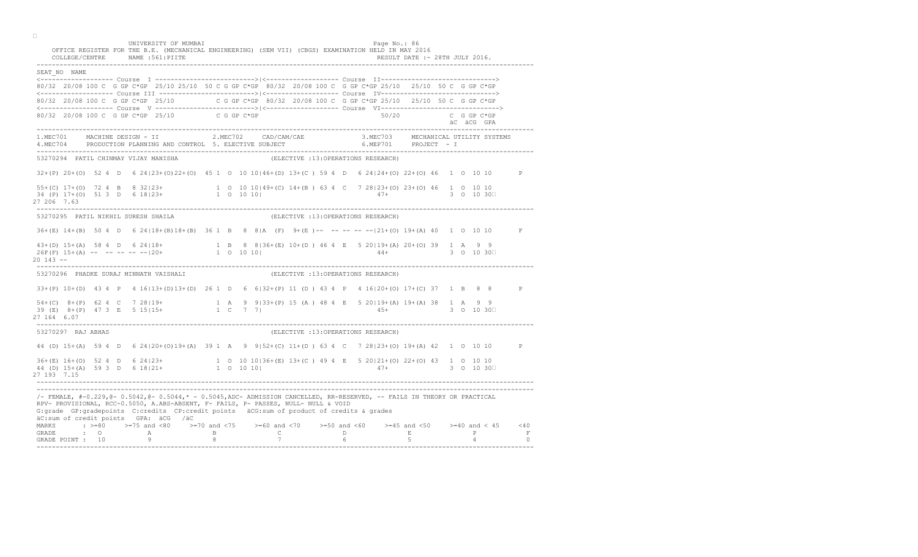UNIVERSITY OF MUMBAI

OFFICE REGISTER FOR THE B.E. (MECHANICAL ENGINEERING) (SEM VII) (CBGS) EXAMINATION HELD IN MAY 2016

COLLEGE/CENTRE NAME :561:PIITE RESULT DATE :- 28TH JULY 2016.

```
SEAT_NO  NAME
<------------------- Course  I ------------------------->|<------------------- Course  II----------------------------->
80/32  20/08 100 C  G GP C*GP  25/10 25/10  50 C G GP C*GP  80/32  20/08 100 C  G GP C*GP 25/10   25/10  50 C  G GP C*GP
<------------------- Course III ------------------------>|<------------------- Course  IV----------------------------->
80/32  20/08 100 C  G GP C*GP  25/10          C G GP C*GP  80/32  20/08 100 C  G GP C*GP 25/10   25/10  50 C  G GP C*GP
<------------------- Course  V ------------------------->|<------------------- Course  VI----------------------------->
80/32  20/08 100 C  G GP C*GP  25/10          C G GP C*GP                              50/20             C  G GP C*GP
                                                                                                        äC  äCG  GPA

1.MEC701    MACHINE DESIGN - II              2.MEC702    CAD/CAM/CAE              3.MEC703    MECHANICAL UTILITY SYSTEMS
4.MEC704    PRODUCTION PLANNING AND CONTROL  5. ELECTIVE SUBJECT                  6.MEP701    PROJECT  - I

53270294  PATIL CHINMAY VIJAY MANISHA                    (ELECTIVE :13:OPERATIONS RESEARCH)

 32+(P) 20+(O)  52 4  D   6 24|23+(O)22+(O)  45 1  O  10 10|46+(D) 13+(C ) 59 4  D   6 24|24+(O) 22+(O) 46   1  O  10 10      P

 55+(C) 17+(O)  72 4  B   8 32|23+            1  O  10 10|49+(C) 14+(B ) 63 4  C   7 28|23+(O) 23+(O) 46   1  O  10 10
 34 (P) 17+(O)  51 3  D   6 18|23+            1  O  10 10|                              47+              3  O  10 30
27 206  7.63

53270295  PATIL NIKHIL SURESH SHAILA                     (ELECTIVE :13:OPERATIONS RESEARCH)

 36+(E) 14+(B)  50 4  D   6 24|18+(B)18+(B)  36 1  B   8  8|A  (F)  9+(E )--  -- -- -- --|21+(O) 19+(A) 40   1  O  10 10      F

 43+(D) 15+(A)  58 4  D   6 24|18+            1  B   8  8|36+(E) 10+(D ) 46 4  E   5 20|19+(A) 20+(O) 39   1  A   9  9
 26F(F) 15+(A)  --  -- -- -- --|20+           1  O  10 10|                              44+              3  O  10 30
20 143  --

53270296  PHADKE SURAJ MINNATH VAISHALI                  (ELECTIVE :13:OPERATIONS RESEARCH)

 33+(P) 10+(D)  43 4  P   4 16|13+(D)13+(D)  26 1  D   6  6|32+(P) 11 (D ) 43 4  P   4 16|20+(O) 17+(C) 37   1  B   8  8      P

 54+(C)  8+(P)  62 4  C   7 28|19+            1  A   9  9|33+(P) 15 (A ) 48 4  E   5 20|19+(A) 19+(A) 38   1  A   9  9
 39 (E)  8+(P)  47 3  E   5 15|15+            1  C   7  7|                              45+              3  O  10 30
27 164  6.07

53270297  RAJ ABHAS                                      (ELECTIVE :13:OPERATIONS RESEARCH)

 44 (D) 15+(A)  59 4  D   6 24|20+(O)19+(A)  39 1  A   9  9|52+(C) 11+(D ) 63 4  C   7 28|23+(O) 19+(A) 42   1  O  10 10      P

 36+(E) 16+(O)  52 4  D   6 24|23+            1  O  10 10|36+(E) 13+(C ) 49 4  E   5 20|21+(O) 22+(O) 43   1  O  10 10
 44 (D) 15+(A)  59 3  D   6 18|21+            1  O  10 10|                              47+              3  O  10 30
27 193  7.15
```

/- FEMALE, #-0.229,@- 0.5042,@- 0.5044,* - 0.5045,ADC- ADMISSION CANCELLED, RR-RESERVED, -- FAILS IN THEORY OR PRACTICAL
RPV- PROVISIONAL, RCC-0.5050, A.ABS-ABSENT, F- FAILS, P- PASSES, NULL- NULL & VOID
G:grade GP:gradepoints C:credits CP:credit points äCG:sum of product of credits & grades
äC:sum of credit points GPA: äCG /äC

| MARKS | : >=80 | >=75 and <80 | >=70 and <75 | >=60 and <70 | >=50 and <60 | >=45 and <50 | >=40 and < 45 | <40 |
|---|---|---|---|---|---|---|---|---|
| GRADE | : O | A | B | C | D | E | P | F |
| GRADE POINT | : 10 | 9 | 8 | 7 | 6 | 5 | 4 | 0 |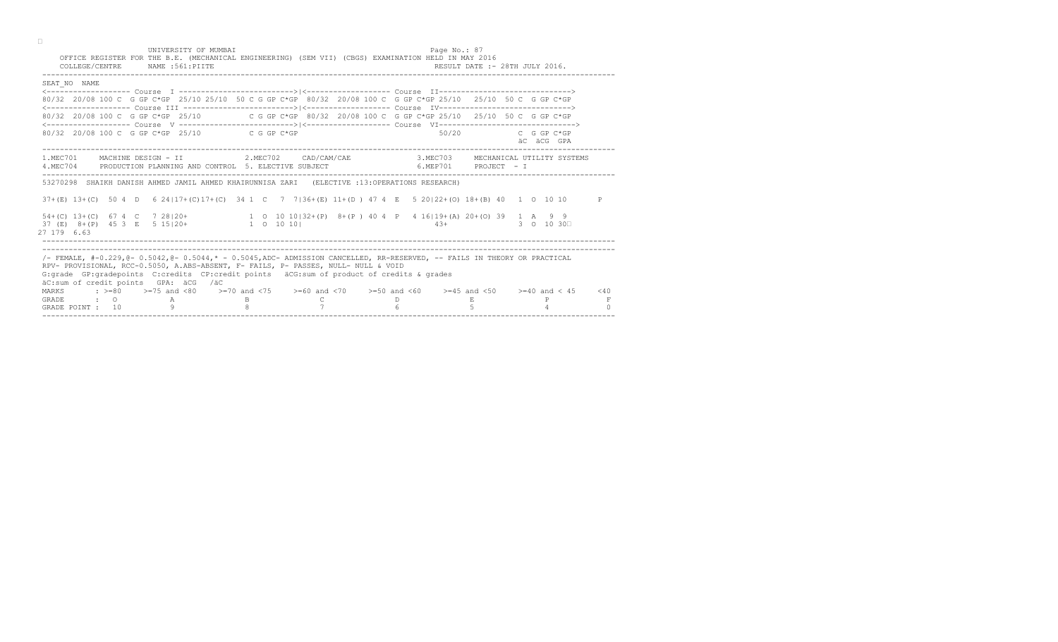UNIVERSITY OF MUMBAI

OFFICE REGISTER FOR THE B.E. (MECHANICAL ENGINEERING) (SEM VII) (CBGS) EXAMINATION HELD IN MAY 2016

COLLEGE/CENTRE NAME :561:PIITE RESULT DATE :- 28TH JULY 2016.

```
SEAT_NO  NAME
<------------------- Course  I -------------------------->|<------------------- Course  II----------------------------->
80/32  20/08 100 C  G GP C*GP  25/10 25/10  50 C G GP C*GP  80/32  20/08 100 C  G GP C*GP 25/10   25/10  50 C  G GP C*GP
<------------------- Course III -------------------------->|<------------------- Course  IV----------------------------->
80/32  20/08 100 C  G GP C*GP  25/10           C G GP C*GP  80/32  20/08 100 C  G GP C*GP 25/10   25/10  50 C  G GP C*GP
<------------------- Course  V -------------------------->|<------------------- Course  VI------------------------------->
80/32  20/08 100 C  G GP C*GP  25/10           C G GP C*GP                                50/20           C  G GP C*GP
                                                                                                          äC  äCG  GPA
-----------------------------------------------------------------------------------------------------------------------
1.MEC701     MACHINE DESIGN - II              2.MEC702    CAD/CAM/CAE              3.MEC703    MECHANICAL UTILITY SYSTEMS
4.MEC704     PRODUCTION PLANNING AND CONTROL  5. ELECTIVE SUBJECT                  6.MEP701    PROJECT  - I
-----------------------------------------------------------------------------------------------------------------------
53270298  SHAIKH DANISH AHMED JAMIL AHMED KHAIRUNNISA ZARI   (ELECTIVE :13:OPERATIONS RESEARCH)

37+(E) 13+(C)  50 4  D   6 24|17+(C)17+(C)  34 1  C   7  7|36+(E) 11+(D ) 47 4  E   5 20|22+(O) 18+(B) 40   1  O  10 10       P

54+(C) 13+(C)  67 4  C   7 28|20+             1  O  10 10|32+(P)  8+(P ) 40 4  P   4 16|19+(A) 20+(O) 39   1  A   9  9
37 (E)  8+(P)  45 3  E   5 15|20+             1  O  10 10|                              43+             3  O  10 30
27 179  6.63
-----------------------------------------------------------------------------------------------------------------------
```

/- FEMALE, #-0.229,@- 0.5042,@- 0.5044,* - 0.5045,ADC- ADMISSION CANCELLED, RR-RESERVED, -- FAILS IN THEORY OR PRACTICAL
RPV- PROVISIONAL, RCC-0.5050, A.ABS-ABSENT, F- FAILS, P- PASSES, NULL- NULL & VOID
G:grade GP:gradepoints C:credits CP:credit points äCG:sum of product of credits & grades
äC:sum of credit points GPA: äCG /äC

| MARKS | >=80 | >=75 and <80 | >=70 and <75 | >=60 and <70 | >=50 and <60 | >=45 and <50 | >=40 and < 45 | <40 |
|---|---|---|---|---|---|---|---|---|
| GRADE | O | A | B | C | D | E | P | F |
| GRADE POINT | 10 | 9 | 8 | 7 | 6 | 5 | 4 | 0 |